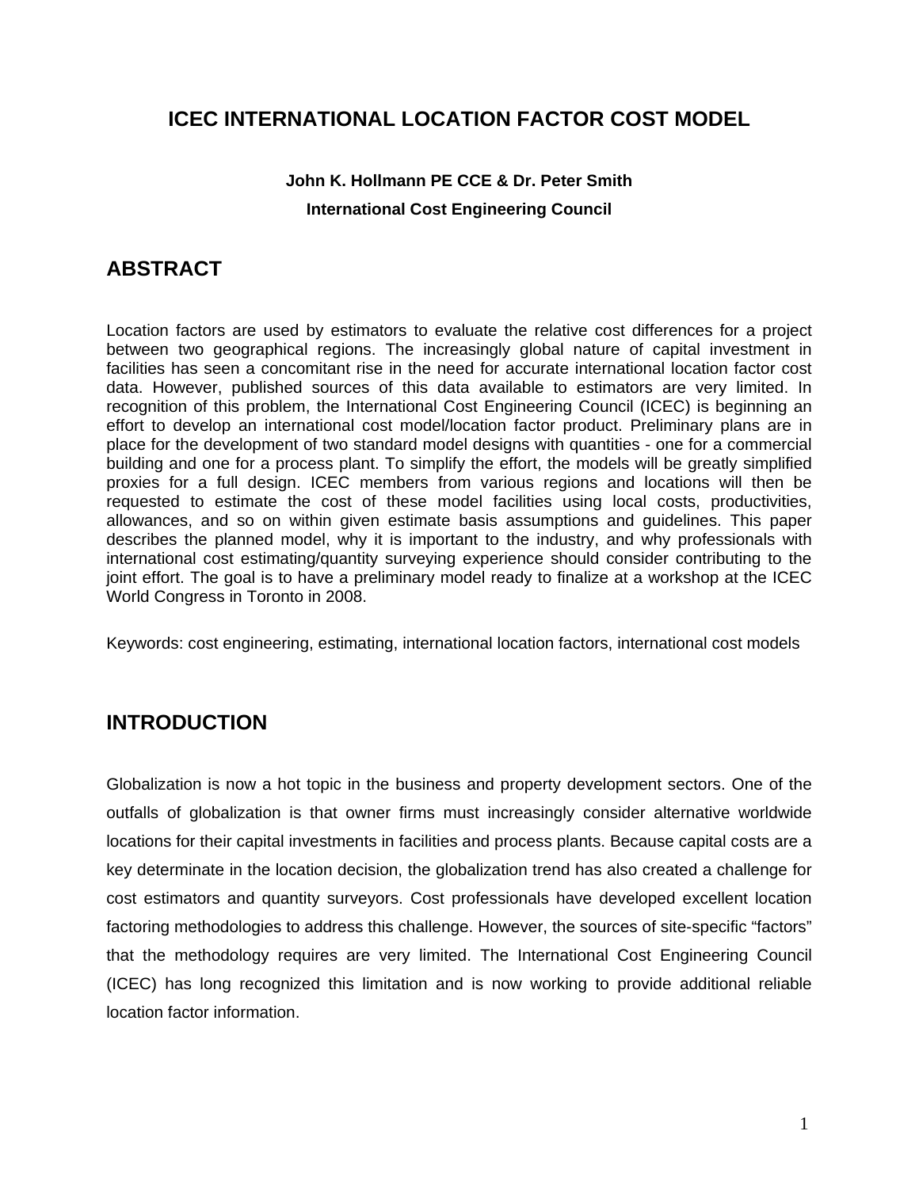# ICEC INTERNATIONAL LOCATION FACTOR COST MODEL

**John K. Hollmann PE CCE & Dr. Peter Smith**

**International Cost Engineering Council**

## ABSTRACT

Location factors are used by estimators to evaluate the relative cost differences for a project between two geographical regions. The increasingly global nature of capital investment in facilities has seen a concomitant rise in the need for accurate international location factor cost data. However, published sources of this data available to estimators are very limited. In recognition of this problem, the International Cost Engineering Council (ICEC) is beginning an effort to develop an international cost model/location factor product. Preliminary plans are in place for the development of two standard model designs with quantities - one for a commercial building and one for a process plant. To simplify the effort, the models will be greatly simplified proxies for a full design. ICEC members from various regions and locations will then be requested to estimate the cost of these model facilities using local costs, productivities, allowances, and so on within given estimate basis assumptions and guidelines. This paper describes the planned model, why it is important to the industry, and why professionals with international cost estimating/quantity surveying experience should consider contributing to the joint effort. The goal is to have a preliminary model ready to finalize at a workshop at the ICEC World Congress in Toronto in 2008.

Keywords: cost engineering, estimating, international location factors, international cost models

## INTRODUCTION

Globalization is now a hot topic in the business and property development sectors. One of the outfalls of globalization is that owner firms must increasingly consider alternative worldwide locations for their capital investments in facilities and process plants. Because capital costs are a key determinate in the location decision, the globalization trend has also created a challenge for cost estimators and quantity surveyors. Cost professionals have developed excellent location factoring methodologies to address this challenge. However, the sources of site-specific "factors" that the methodology requires are very limited. The International Cost Engineering Council (ICEC) has long recognized this limitation and is now working to provide additional reliable location factor information.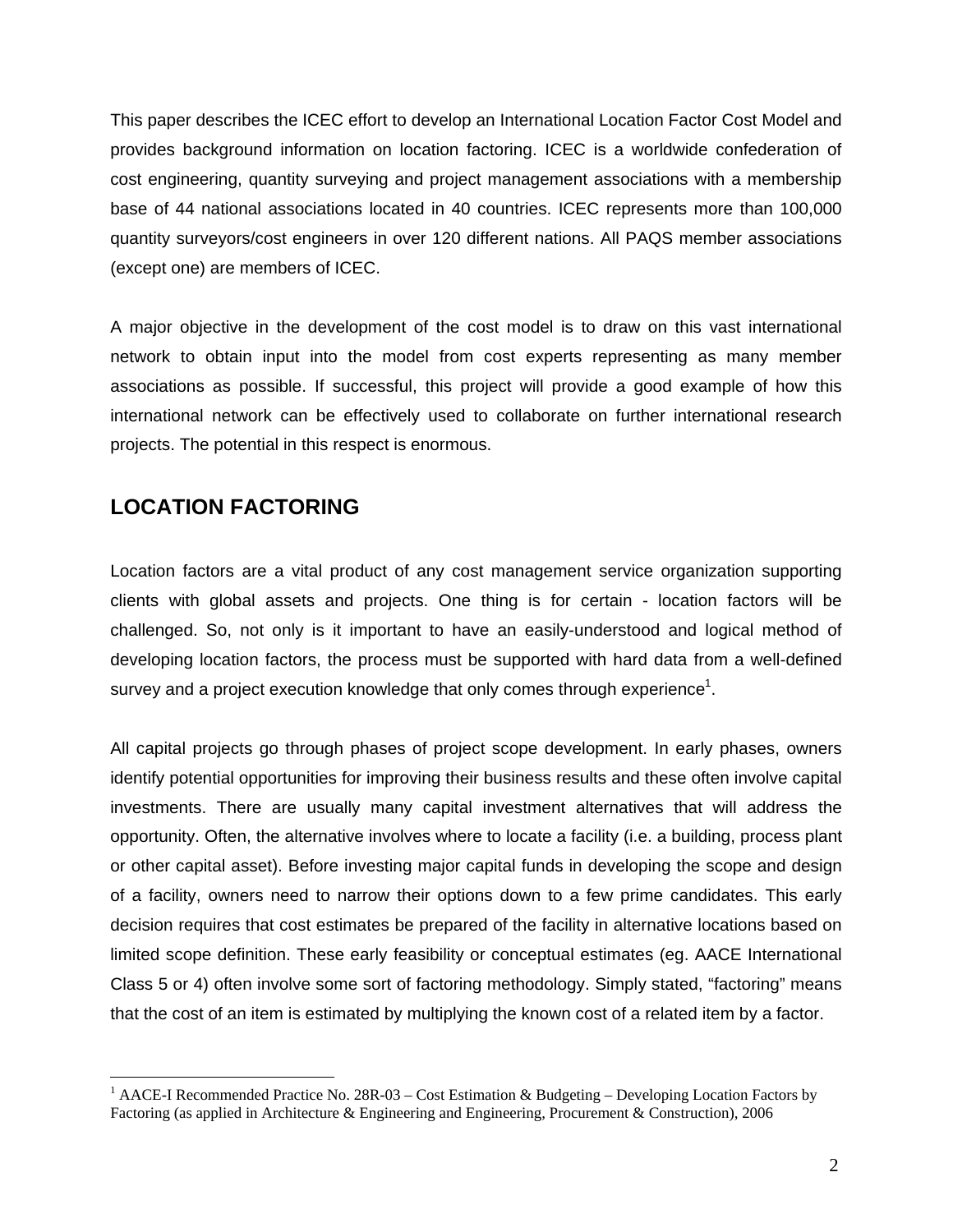This paper describes the ICEC effort to develop an International Location Factor Cost Model and provides background information on location factoring. ICEC is a worldwide confederation of cost engineering, quantity surveying and project management associations with a membership base of 44 national associations located in 40 countries. ICEC represents more than 100,000 quantity surveyors/cost engineers in over 120 different nations. All PAQS member associations (except one) are members of ICEC.

A major objective in the development of the cost model is to draw on this vast international network to obtain input into the model from cost experts representing as many member associations as possible. If successful, this project will provide a good example of how this international network can be effectively used to collaborate on further international research projects. The potential in this respect is enormous.

## LOCATION FACTORING

Location factors are a vital product of any cost management service organization supporting clients with global assets and projects. One thing is for certain - location factors will be challenged. So, not only is it important to have an easily-understood and logical method of developing location factors, the process must be supported with hard data from a well-defined survey and a project execution knowledge that only comes through experience[1].

All capital projects go through phases of project scope development. In early phases, owners identify potential opportunities for improving their business results and these often involve capital investments. There are usually many capital investment alternatives that will address the opportunity. Often, the alternative involves where to locate a facility (i.e. a building, process plant or other capital asset). Before investing major capital funds in developing the scope and design of a facility, owners need to narrow their options down to a few prime candidates. This early decision requires that cost estimates be prepared of the facility in alternative locations based on limited scope definition. These early feasibility or conceptual estimates (eg. AACE International Class 5 or 4) often involve some sort of factoring methodology. Simply stated, "factoring" means that the cost of an item is estimated by multiplying the known cost of a related item by a factor.

---

[1] AACE-I Recommended Practice No. 28R-03 – Cost Estimation & Budgeting – Developing Location Factors by Factoring (as applied in Architecture & Engineering and Engineering, Procurement & Construction), 2006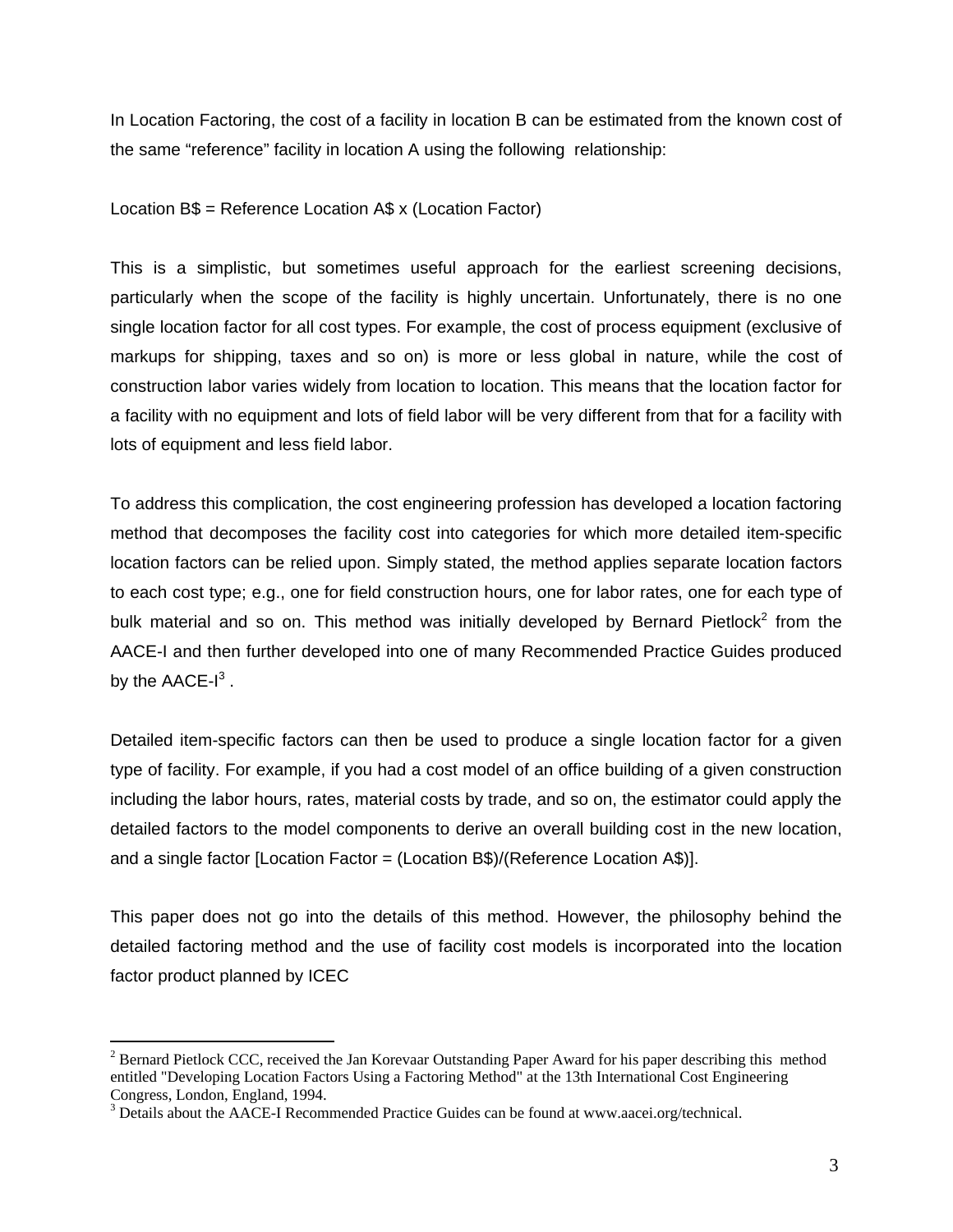In Location Factoring, the cost of a facility in location B can be estimated from the known cost of the same "reference" facility in location A using the following relationship:

Location B$ = Reference Location A$ x (Location Factor)

This is a simplistic, but sometimes useful approach for the earliest screening decisions, particularly when the scope of the facility is highly uncertain. Unfortunately, there is no one single location factor for all cost types. For example, the cost of process equipment (exclusive of markups for shipping, taxes and so on) is more or less global in nature, while the cost of construction labor varies widely from location to location. This means that the location factor for a facility with no equipment and lots of field labor will be very different from that for a facility with lots of equipment and less field labor.

To address this complication, the cost engineering profession has developed a location factoring method that decomposes the facility cost into categories for which more detailed item-specific location factors can be relied upon. Simply stated, the method applies separate location factors to each cost type; e.g., one for field construction hours, one for labor rates, one for each type of bulk material and so on. This method was initially developed by Bernard Pietlock[2] from the AACE-I and then further developed into one of many Recommended Practice Guides produced by the AACE-I[3] .

Detailed item-specific factors can then be used to produce a single location factor for a given type of facility. For example, if you had a cost model of an office building of a given construction including the labor hours, rates, material costs by trade, and so on, the estimator could apply the detailed factors to the model components to derive an overall building cost in the new location, and a single factor [Location Factor = (Location B$)/(Reference Location A$)].

This paper does not go into the details of this method. However, the philosophy behind the detailed factoring method and the use of facility cost models is incorporated into the location factor product planned by ICEC

---

[2] Bernard Pietlock CCC, received the Jan Korevaar Outstanding Paper Award for his paper describing this method entitled "Developing Location Factors Using a Factoring Method" at the 13th International Cost Engineering Congress, London, England, 1994.

[3] Details about the AACE-I Recommended Practice Guides can be found at www.aacei.org/technical.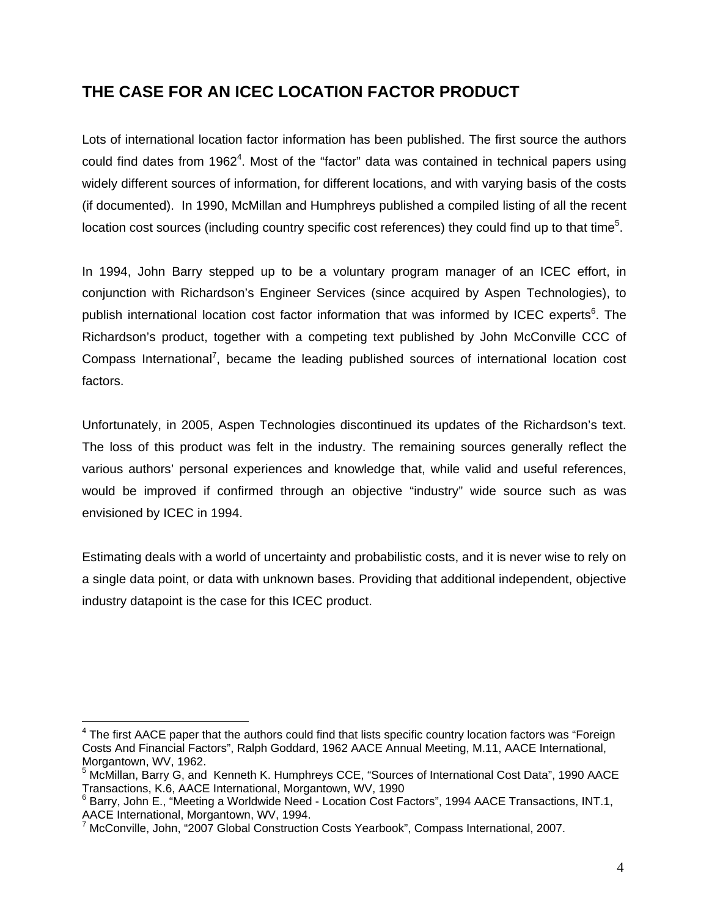## THE CASE FOR AN ICEC LOCATION FACTOR PRODUCT

Lots of international location factor information has been published. The first source the authors could find dates from 1962[4]. Most of the "factor" data was contained in technical papers using widely different sources of information, for different locations, and with varying basis of the costs (if documented). In 1990, McMillan and Humphreys published a compiled listing of all the recent location cost sources (including country specific cost references) they could find up to that time[5].

In 1994, John Barry stepped up to be a voluntary program manager of an ICEC effort, in conjunction with Richardson's Engineer Services (since acquired by Aspen Technologies), to publish international location cost factor information that was informed by ICEC experts[6]. The Richardson's product, together with a competing text published by John McConville CCC of Compass International[7], became the leading published sources of international location cost factors.

Unfortunately, in 2005, Aspen Technologies discontinued its updates of the Richardson's text. The loss of this product was felt in the industry. The remaining sources generally reflect the various authors' personal experiences and knowledge that, while valid and useful references, would be improved if confirmed through an objective "industry" wide source such as was envisioned by ICEC in 1994.

Estimating deals with a world of uncertainty and probabilistic costs, and it is never wise to rely on a single data point, or data with unknown bases. Providing that additional independent, objective industry datapoint is the case for this ICEC product.

---

[4] The first AACE paper that the authors could find that lists specific country location factors was "Foreign Costs And Financial Factors", Ralph Goddard, 1962 AACE Annual Meeting, M.11, AACE International, Morgantown, WV, 1962.

[5] McMillan, Barry G, and Kenneth K. Humphreys CCE, "Sources of International Cost Data", 1990 AACE Transactions, K.6, AACE International, Morgantown, WV, 1990

[6] Barry, John E., "Meeting a Worldwide Need - Location Cost Factors", 1994 AACE Transactions, INT.1, AACE International, Morgantown, WV, 1994.

[7] McConville, John, "2007 Global Construction Costs Yearbook", Compass International, 2007.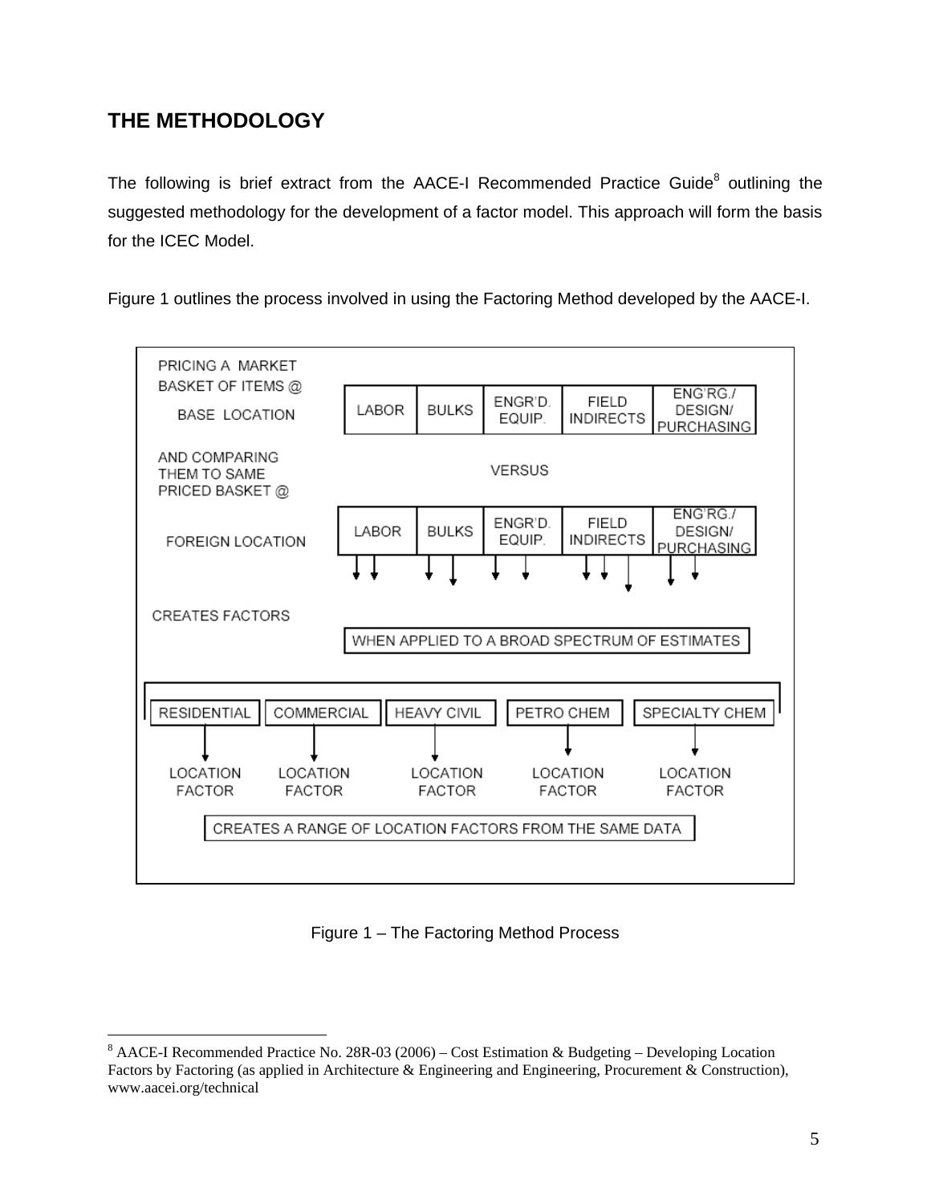## THE METHODOLOGY

The following is brief extract from the AACE-I Recommended Practice Guide[8] outlining the suggested methodology for the development of a factor model. This approach will form the basis for the ICEC Model.

Figure 1 outlines the process involved in using the Factoring Method developed by the AACE-I.

PRICING A MARKET BASKET OF ITEMS @ BASE LOCATION

| LABOR | BULKS | ENGR'D. EQUIP. | FIELD INDIRECTS | ENG'RG./ DESIGN/ PURCHASING |
|---|---|---|---|---|

AND COMPARING THEM TO SAME PRICED BASKET @ — VERSUS

FOREIGN LOCATION

| LABOR | BULKS | ENGR'D. EQUIP. | FIELD INDIRECTS | ENG'RG./ DESIGN/ PURCHASING |
|---|---|---|---|---|

CREATES FACTORS

WHEN APPLIED TO A BROAD SPECTRUM OF ESTIMATES

| RESIDENTIAL | COMMERCIAL | HEAVY CIVIL | PETRO CHEM | SPECIALTY CHEM |
|---|---|---|---|---|
| LOCATION FACTOR | LOCATION FACTOR | LOCATION FACTOR | LOCATION FACTOR | LOCATION FACTOR |

CREATES A RANGE OF LOCATION FACTORS FROM THE SAME DATA

Figure 1 – The Factoring Method Process

---

[8] AACE-I Recommended Practice No. 28R-03 (2006) – Cost Estimation & Budgeting – Developing Location Factors by Factoring (as applied in Architecture & Engineering and Engineering, Procurement & Construction), www.aacei.org/technical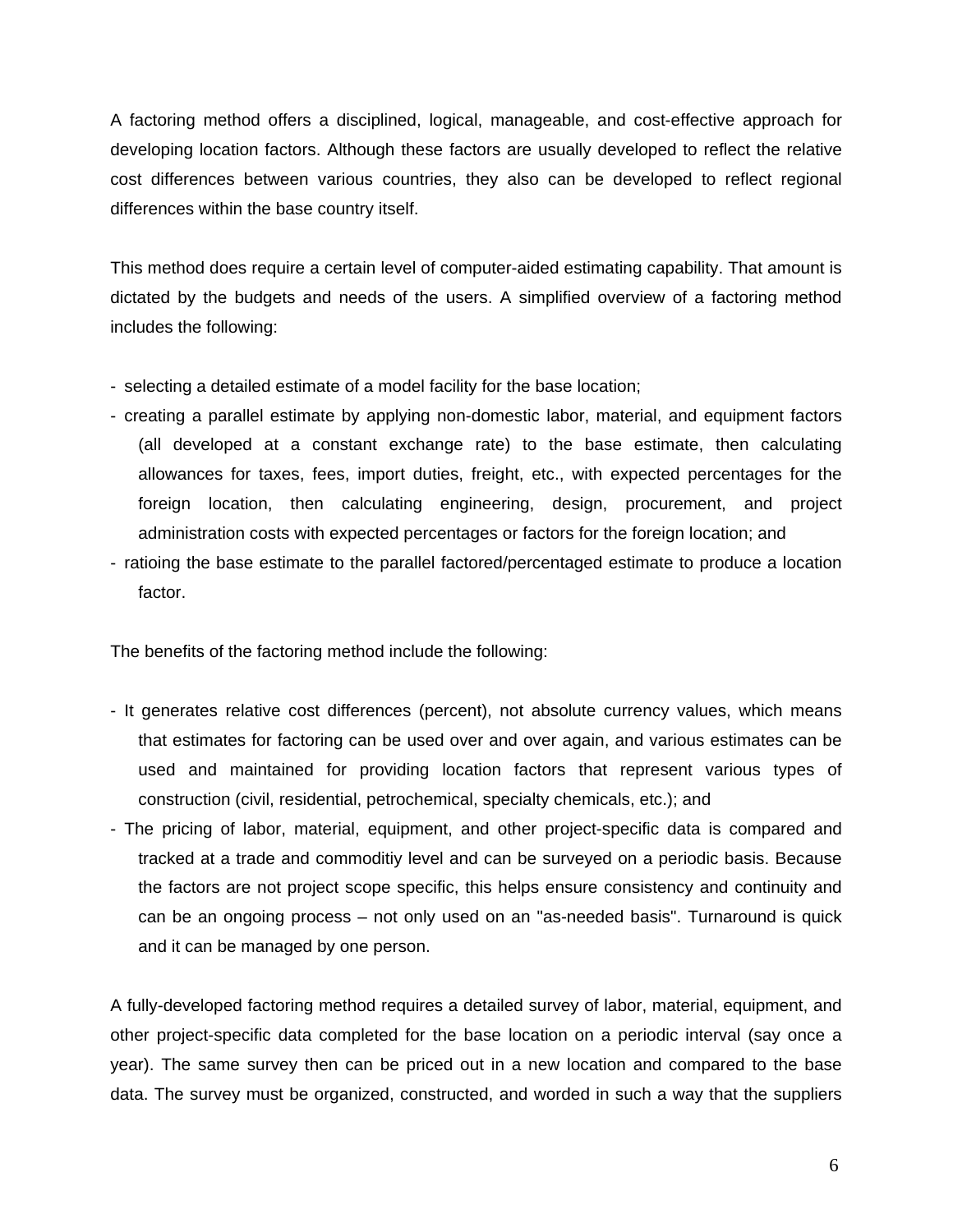A factoring method offers a disciplined, logical, manageable, and cost-effective approach for developing location factors. Although these factors are usually developed to reflect the relative cost differences between various countries, they also can be developed to reflect regional differences within the base country itself.

This method does require a certain level of computer-aided estimating capability. That amount is dictated by the budgets and needs of the users. A simplified overview of a factoring method includes the following:

- selecting a detailed estimate of a model facility for the base location;
- creating a parallel estimate by applying non-domestic labor, material, and equipment factors (all developed at a constant exchange rate) to the base estimate, then calculating allowances for taxes, fees, import duties, freight, etc., with expected percentages for the foreign location, then calculating engineering, design, procurement, and project administration costs with expected percentages or factors for the foreign location; and
- ratioing the base estimate to the parallel factored/percentaged estimate to produce a location factor.

The benefits of the factoring method include the following:

- It generates relative cost differences (percent), not absolute currency values, which means that estimates for factoring can be used over and over again, and various estimates can be used and maintained for providing location factors that represent various types of construction (civil, residential, petrochemical, specialty chemicals, etc.); and
- The pricing of labor, material, equipment, and other project-specific data is compared and tracked at a trade and commoditiy level and can be surveyed on a periodic basis. Because the factors are not project scope specific, this helps ensure consistency and continuity and can be an ongoing process – not only used on an "as-needed basis". Turnaround is quick and it can be managed by one person.

A fully-developed factoring method requires a detailed survey of labor, material, equipment, and other project-specific data completed for the base location on a periodic interval (say once a year). The same survey then can be priced out in a new location and compared to the base data. The survey must be organized, constructed, and worded in such a way that the suppliers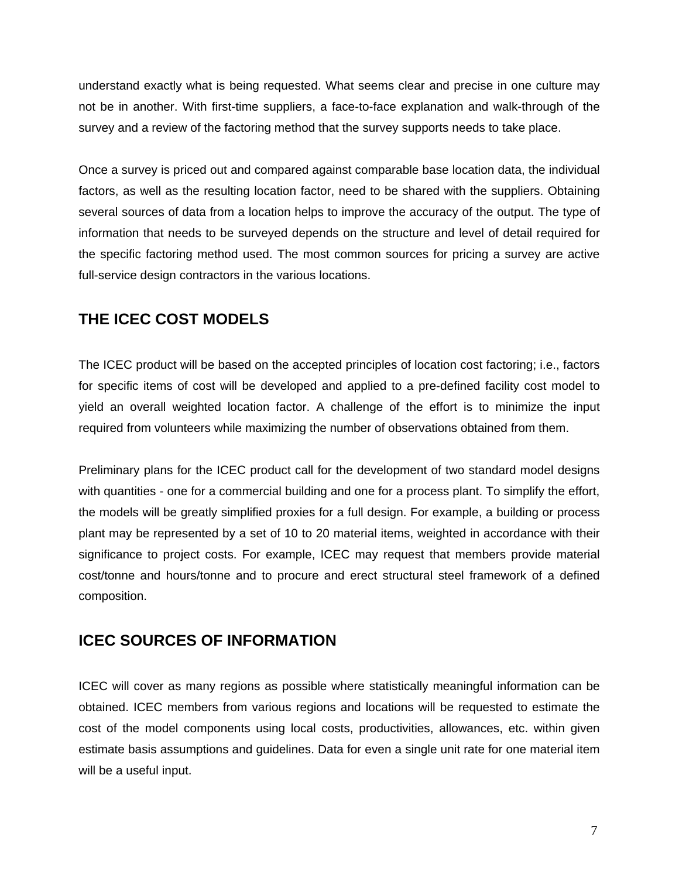understand exactly what is being requested. What seems clear and precise in one culture may not be in another. With first-time suppliers, a face-to-face explanation and walk-through of the survey and a review of the factoring method that the survey supports needs to take place.

Once a survey is priced out and compared against comparable base location data, the individual factors, as well as the resulting location factor, need to be shared with the suppliers. Obtaining several sources of data from a location helps to improve the accuracy of the output. The type of information that needs to be surveyed depends on the structure and level of detail required for the specific factoring method used. The most common sources for pricing a survey are active full-service design contractors in the various locations.

## THE ICEC COST MODELS

The ICEC product will be based on the accepted principles of location cost factoring; i.e., factors for specific items of cost will be developed and applied to a pre-defined facility cost model to yield an overall weighted location factor. A challenge of the effort is to minimize the input required from volunteers while maximizing the number of observations obtained from them.

Preliminary plans for the ICEC product call for the development of two standard model designs with quantities - one for a commercial building and one for a process plant. To simplify the effort, the models will be greatly simplified proxies for a full design. For example, a building or process plant may be represented by a set of 10 to 20 material items, weighted in accordance with their significance to project costs. For example, ICEC may request that members provide material cost/tonne and hours/tonne and to procure and erect structural steel framework of a defined composition.

## ICEC SOURCES OF INFORMATION

ICEC will cover as many regions as possible where statistically meaningful information can be obtained. ICEC members from various regions and locations will be requested to estimate the cost of the model components using local costs, productivities, allowances, etc. within given estimate basis assumptions and guidelines. Data for even a single unit rate for one material item will be a useful input.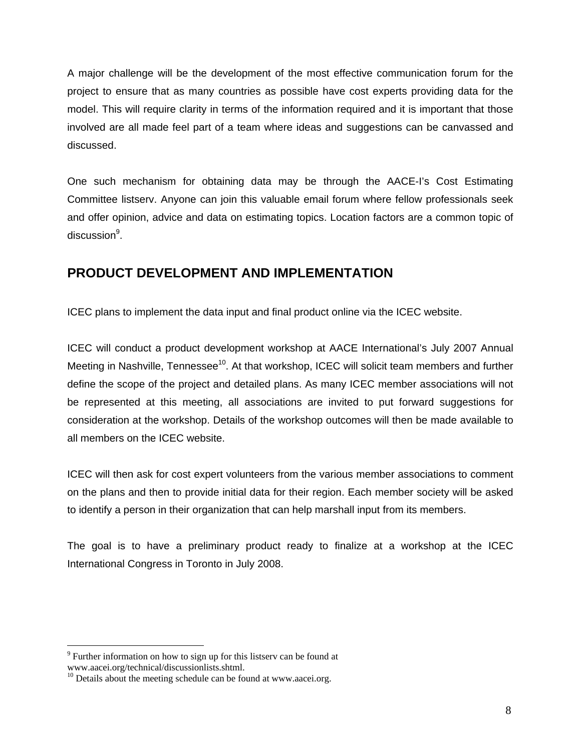A major challenge will be the development of the most effective communication forum for the project to ensure that as many countries as possible have cost experts providing data for the model. This will require clarity in terms of the information required and it is important that those involved are all made feel part of a team where ideas and suggestions can be canvassed and discussed.

One such mechanism for obtaining data may be through the AACE-I's Cost Estimating Committee listserv. Anyone can join this valuable email forum where fellow professionals seek and offer opinion, advice and data on estimating topics. Location factors are a common topic of discussion[9].

## PRODUCT DEVELOPMENT AND IMPLEMENTATION

ICEC plans to implement the data input and final product online via the ICEC website.

ICEC will conduct a product development workshop at AACE International's July 2007 Annual Meeting in Nashville, Tennessee[10]. At that workshop, ICEC will solicit team members and further define the scope of the project and detailed plans. As many ICEC member associations will not be represented at this meeting, all associations are invited to put forward suggestions for consideration at the workshop. Details of the workshop outcomes will then be made available to all members on the ICEC website.

ICEC will then ask for cost expert volunteers from the various member associations to comment on the plans and then to provide initial data for their region. Each member society will be asked to identify a person in their organization that can help marshall input from its members.

The goal is to have a preliminary product ready to finalize at a workshop at the ICEC International Congress in Toronto in July 2008.

---

[9] Further information on how to sign up for this listserv can be found at www.aacei.org/technical/discussionlists.shtml.

[10] Details about the meeting schedule can be found at www.aacei.org.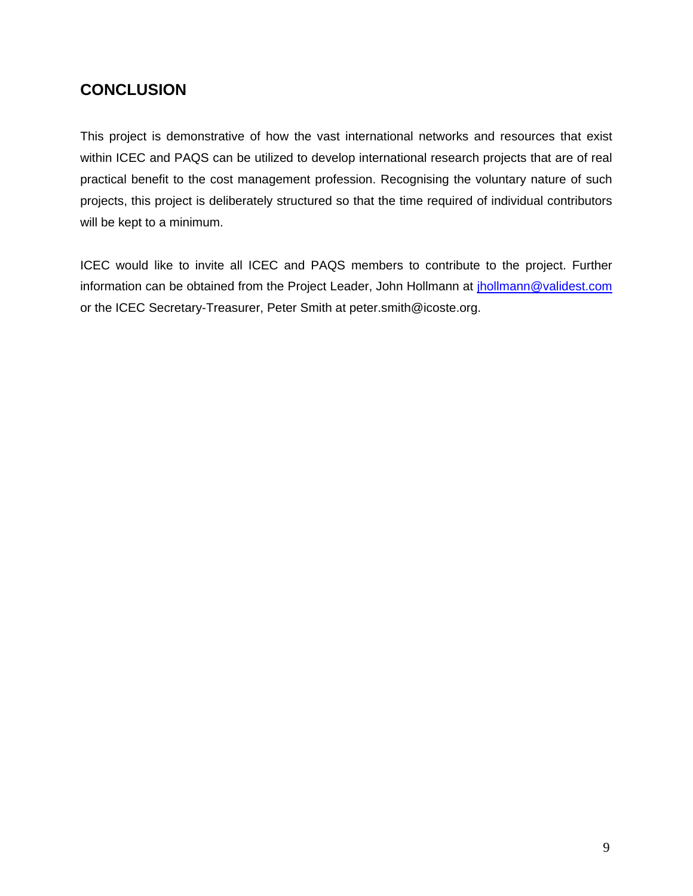## CONCLUSION

This project is demonstrative of how the vast international networks and resources that exist within ICEC and PAQS can be utilized to develop international research projects that are of real practical benefit to the cost management profession. Recognising the voluntary nature of such projects, this project is deliberately structured so that the time required of individual contributors will be kept to a minimum.

ICEC would like to invite all ICEC and PAQS members to contribute to the project. Further information can be obtained from the Project Leader, John Hollmann at jhollmann@validest.com or the ICEC Secretary-Treasurer, Peter Smith at peter.smith@icoste.org.